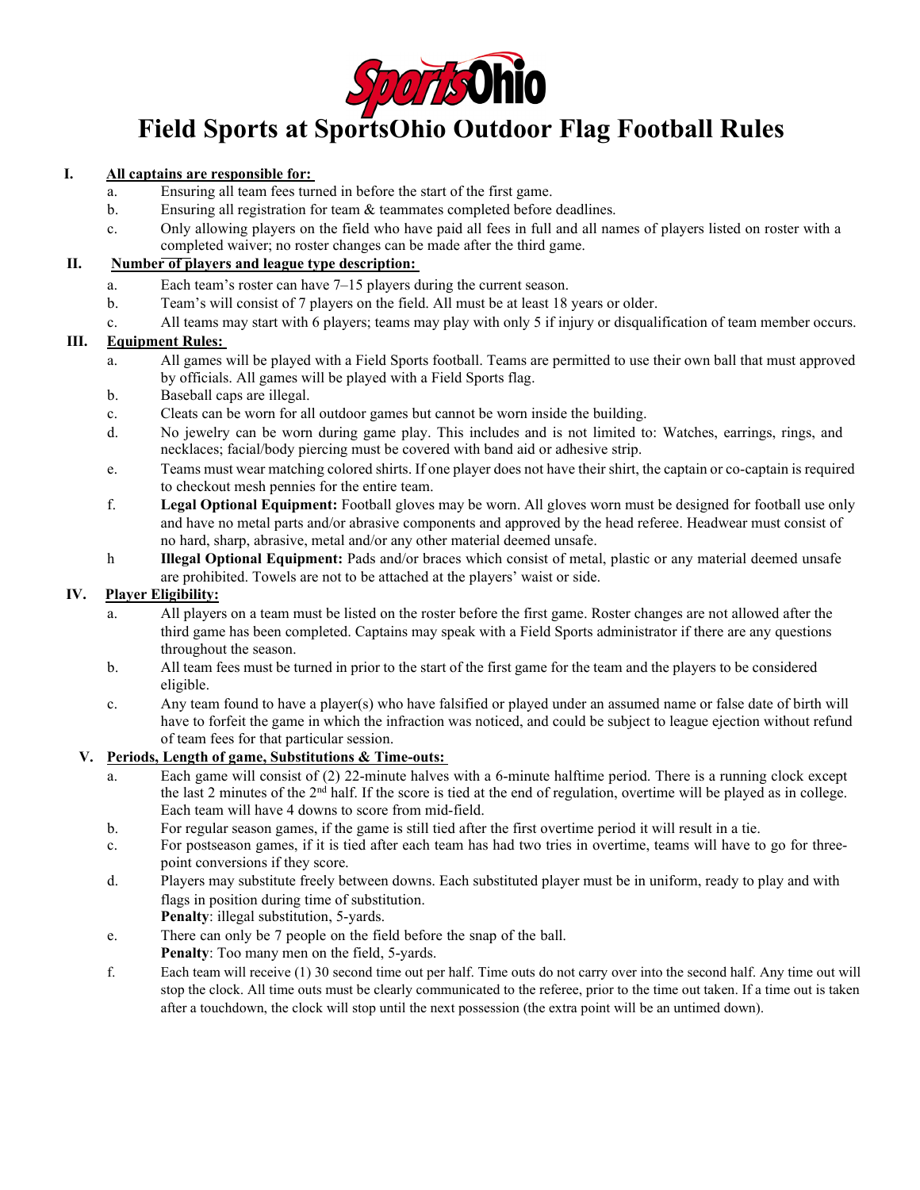# Field Sports at SportsOhio Outdoor Flag Football Rules

## I. All captains are responsible for:

a. Ensuring all team fees turned in before the start of the first game.

b. Ensuring all registration for team & teammates completed before deadlines.

c. Only allowing players on the field who have paid all fees in full and all names of players listed on roster with a completed waiver; no roster changes can be made after the third game.

## II. Number of players and league type description:

a. Each team's roster can have 7–15 players during the current season.

b. Team's will consist of 7 players on the field. All must be at least 18 years or older.

c. All teams may start with 6 players; teams may play with only 5 if injury or disqualification of team member occurs.

## III. Equipment Rules:

a. All games will be played with a Field Sports football. Teams are permitted to use their own ball that must approved by officials. All games will be played with a Field Sports flag.

b. Baseball caps are illegal.

c. Cleats can be worn for all outdoor games but cannot be worn inside the building.

d. No jewelry can be worn during game play. This includes and is not limited to: Watches, earrings, rings, and necklaces; facial/body piercing must be covered with band aid or adhesive strip.

e. Teams must wear matching colored shirts. If one player does not have their shirt, the captain or co-captain is required to checkout mesh pennies for the entire team.

f. **Legal Optional Equipment:** Football gloves may be worn. All gloves worn must be designed for football use only and have no metal parts and/or abrasive components and approved by the head referee. Headwear must consist of no hard, sharp, abrasive, metal and/or any other material deemed unsafe.

h **Illegal Optional Equipment:** Pads and/or braces which consist of metal, plastic or any material deemed unsafe are prohibited. Towels are not to be attached at the players' waist or side.

## IV. Player Eligibility:

a. All players on a team must be listed on the roster before the first game. Roster changes are not allowed after the third game has been completed. Captains may speak with a Field Sports administrator if there are any questions throughout the season.

b. All team fees must be turned in prior to the start of the first game for the team and the players to be considered eligible.

c. Any team found to have a player(s) who have falsified or played under an assumed name or false date of birth will have to forfeit the game in which the infraction was noticed, and could be subject to league ejection without refund of team fees for that particular session.

## V. Periods, Length of game, Substitutions & Time-outs:

a. Each game will consist of (2) 22-minute halves with a 6-minute halftime period. There is a running clock except the last 2 minutes of the 2nd half. If the score is tied at the end of regulation, overtime will be played as in college. Each team will have 4 downs to score from mid-field.

b. For regular season games, if the game is still tied after the first overtime period it will result in a tie.

c. For postseason games, if it is tied after each team has had two tries in overtime, teams will have to go for three-point conversions if they score.

d. Players may substitute freely between downs. Each substituted player must be in uniform, ready to play and with flags in position during time of substitution.
**Penalty**: illegal substitution, 5-yards.

e. There can only be 7 people on the field before the snap of the ball.
**Penalty**: Too many men on the field, 5-yards.

f. Each team will receive (1) 30 second time out per half. Time outs do not carry over into the second half. Any time out will stop the clock. All time outs must be clearly communicated to the referee, prior to the time out taken. If a time out is taken after a touchdown, the clock will stop until the next possession (the extra point will be an untimed down).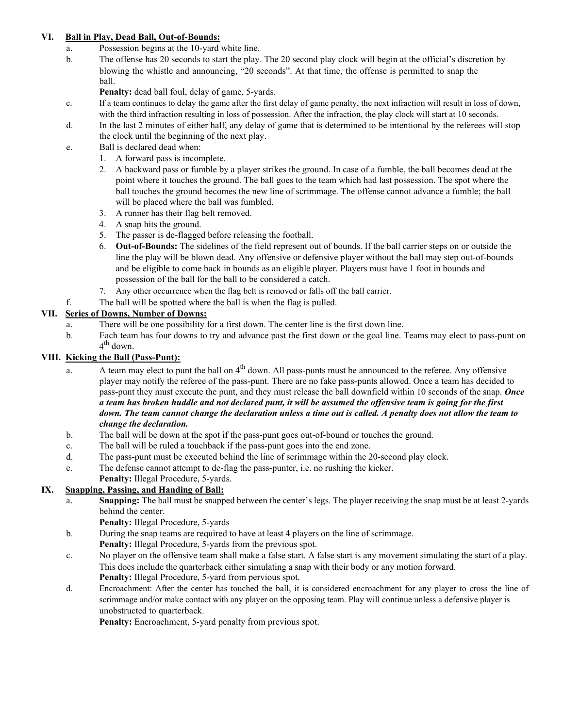## VI. Ball in Play, Dead Ball, Out-of-Bounds:

a. Possession begins at the 10-yard white line.

b. The offense has 20 seconds to start the play. The 20 second play clock will begin at the official's discretion by blowing the whistle and announcing, "20 seconds". At that time, the offense is permitted to snap the ball.
**Penalty:** dead ball foul, delay of game, 5-yards.

c. If a team continues to delay the game after the first delay of game penalty, the next infraction will result in loss of down, with the third infraction resulting in loss of possession. After the infraction, the play clock will start at 10 seconds.

d. In the last 2 minutes of either half, any delay of game that is determined to be intentional by the referees will stop the clock until the beginning of the next play.

e. Ball is declared dead when:
   1. A forward pass is incomplete.
   2. A backward pass or fumble by a player strikes the ground. In case of a fumble, the ball becomes dead at the point where it touches the ground. The ball goes to the team which had last possession. The spot where the ball touches the ground becomes the new line of scrimmage. The offense cannot advance a fumble; the ball will be placed where the ball was fumbled.
   3. A runner has their flag belt removed.
   4. A snap hits the ground.
   5. The passer is de-flagged before releasing the football.
   6. **Out-of-Bounds:** The sidelines of the field represent out of bounds. If the ball carrier steps on or outside the line the play will be blown dead. Any offensive or defensive player without the ball may step out-of-bounds and be eligible to come back in bounds as an eligible player. Players must have 1 foot in bounds and possession of the ball for the ball to be considered a catch.
   7. Any other occurrence when the flag belt is removed or falls off the ball carrier.

f. The ball will be spotted where the ball is when the flag is pulled.

## VII. Series of Downs, Number of Downs:

a. There will be one possibility for a first down. The center line is the first down line.

b. Each team has four downs to try and advance past the first down or the goal line. Teams may elect to pass-punt on 4th down.

## VIII. Kicking the Ball (Pass-Punt):

a. A team may elect to punt the ball on 4th down. All pass-punts must be announced to the referee. Any offensive player may notify the referee of the pass-punt. There are no fake pass-punts allowed. Once a team has decided to pass-punt they must execute the punt, and they must release the ball downfield within 10 seconds of the snap. ***Once a team has broken huddle and not declared punt, it will be assumed the offensive team is going for the first down. The team cannot change the declaration unless a time out is called. A penalty does not allow the team to change the declaration.***

b. The ball will be down at the spot if the pass-punt goes out-of-bound or touches the ground.

c. The ball will be ruled a touchback if the pass-punt goes into the end zone.

d. The pass-punt must be executed behind the line of scrimmage within the 20-second play clock.

e. The defense cannot attempt to de-flag the pass-punter, i.e. no rushing the kicker.
**Penalty:** Illegal Procedure, 5-yards.

## IX. Snapping, Passing, and Handing of Ball:

a. **Snapping:** The ball must be snapped between the center's legs. The player receiving the snap must be at least 2-yards behind the center.
**Penalty:** Illegal Procedure, 5-yards

b. During the snap teams are required to have at least 4 players on the line of scrimmage.
**Penalty:** Illegal Procedure, 5-yards from the previous spot.

c. No player on the offensive team shall make a false start. A false start is any movement simulating the start of a play. This does include the quarterback either simulating a snap with their body or any motion forward.
**Penalty:** Illegal Procedure, 5-yard from pervious spot.

d. Encroachment: After the center has touched the ball, it is considered encroachment for any player to cross the line of scrimmage and/or make contact with any player on the opposing team. Play will continue unless a defensive player is unobstructed to quarterback.
**Penalty:** Encroachment, 5-yard penalty from previous spot.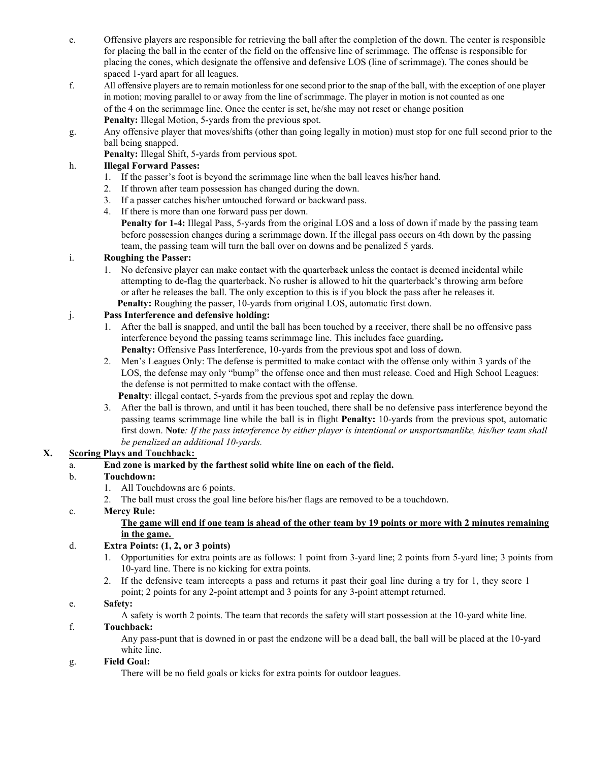e. Offensive players are responsible for retrieving the ball after the completion of the down. The center is responsible for placing the ball in the center of the field on the offensive line of scrimmage. The offense is responsible for placing the cones, which designate the offensive and defensive LOS (line of scrimmage). The cones should be spaced 1-yard apart for all leagues.

f. All offensive players are to remain motionless for one second prior to the snap of the ball, with the exception of one player in motion; moving parallel to or away from the line of scrimmage. The player in motion is not counted as one of the 4 on the scrimmage line. Once the center is set, he/she may not reset or change position
**Penalty:** Illegal Motion, 5-yards from the previous spot.

g. Any offensive player that moves/shifts (other than going legally in motion) must stop for one full second prior to the ball being snapped.
**Penalty:** Illegal Shift, 5-yards from pervious spot.

h. **Illegal Forward Passes:**
   1. If the passer's foot is beyond the scrimmage line when the ball leaves his/her hand.
   2. If thrown after team possession has changed during the down.
   3. If a passer catches his/her untouched forward or backward pass.
   4. If there is more than one forward pass per down.
   **Penalty for 1-4:** Illegal Pass, 5-yards from the original LOS and a loss of down if made by the passing team before possession changes during a scrimmage down. If the illegal pass occurs on 4th down by the passing team, the passing team will turn the ball over on downs and be penalized 5 yards.

i. **Roughing the Passer:**
   1. No defensive player can make contact with the quarterback unless the contact is deemed incidental while attempting to de-flag the quarterback. No rusher is allowed to hit the quarterback's throwing arm before or after he releases the ball. The only exception to this is if you block the pass after he releases it.
   **Penalty:** Roughing the passer, 10-yards from original LOS, automatic first down.

j. **Pass Interference and defensive holding:**
   1. After the ball is snapped, and until the ball has been touched by a receiver, there shall be no offensive pass interference beyond the passing teams scrimmage line. This includes face guarding**.**
   **Penalty:** Offensive Pass Interference, 10-yards from the previous spot and loss of down.
   2. Men's Leagues Only: The defense is permitted to make contact with the offense only within 3 yards of the LOS, the defense may only "bump" the offense once and then must release. Coed and High School Leagues: the defense is not permitted to make contact with the offense.
   **Penalty**: illegal contact, 5-yards from the previous spot and replay the down*.*
   3. After the ball is thrown, and until it has been touched, there shall be no defensive pass interference beyond the passing teams scrimmage line while the ball is in flight **Penalty:** 10-yards from the previous spot, automatic first down. **Note***: If the pass interference by either player is intentional or unsportsmanlike, his/her team shall be penalized an additional 10-yards.*

## X. Scoring Plays and Touchback:

a. **End zone is marked by the farthest solid white line on each of the field.**

b. **Touchdown:**
   1. All Touchdowns are 6 points.
   2. The ball must cross the goal line before his/her flags are removed to be a touchdown.

c. **Mercy Rule:**
   **The game will end if one team is ahead of the other team by 19 points or more with 2 minutes remaining in the game.**

d. **Extra Points: (1, 2, or 3 points)**
   1. Opportunities for extra points are as follows: 1 point from 3-yard line; 2 points from 5-yard line; 3 points from 10-yard line. There is no kicking for extra points.
   2. If the defensive team intercepts a pass and returns it past their goal line during a try for 1, they score 1 point; 2 points for any 2-point attempt and 3 points for any 3-point attempt returned.

e. **Safety:**
   A safety is worth 2 points. The team that records the safety will start possession at the 10-yard white line.

f. **Touchback:**
   Any pass-punt that is downed in or past the endzone will be a dead ball, the ball will be placed at the 10-yard white line.

g. **Field Goal:**
   There will be no field goals or kicks for extra points for outdoor leagues.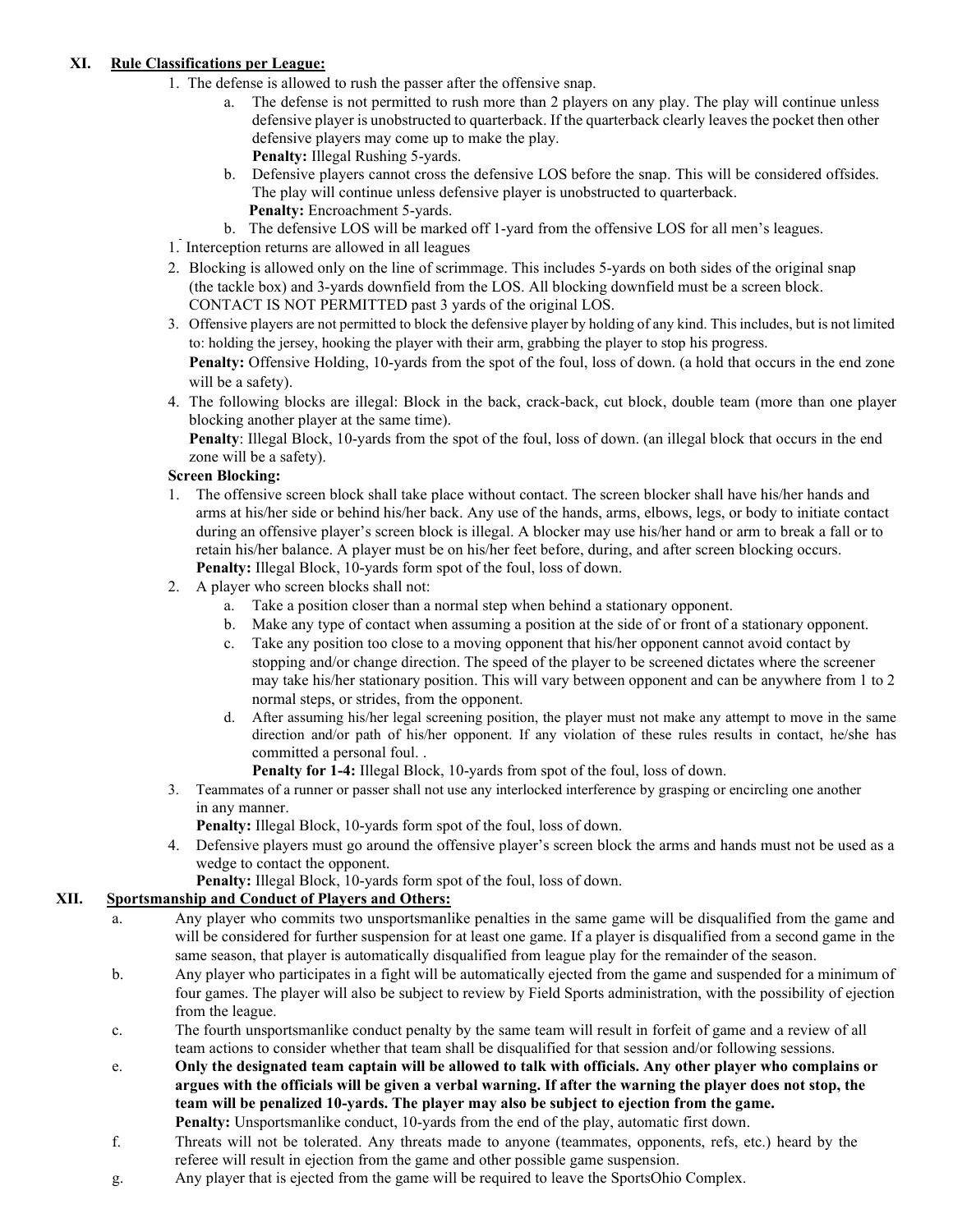## XI. Rule Classifications per League:

1. The defense is allowed to rush the passer after the offensive snap.
   a. The defense is not permitted to rush more than 2 players on any play. The play will continue unless defensive player is unobstructed to quarterback. If the quarterback clearly leaves the pocket then other defensive players may come up to make the play.
   **Penalty:** Illegal Rushing 5-yards.
   b. Defensive players cannot cross the defensive LOS before the snap. This will be considered offsides. The play will continue unless defensive player is unobstructed to quarterback.
   **Penalty:** Encroachment 5-yards.
   b. The defensive LOS will be marked off 1-yard from the offensive LOS for all men's leagues.

1. Interception returns are allowed in all leagues
2. Blocking is allowed only on the line of scrimmage. This includes 5-yards on both sides of the original snap (the tackle box) and 3-yards downfield from the LOS. All blocking downfield must be a screen block. CONTACT IS NOT PERMITTED past 3 yards of the original LOS.
3. Offensive players are not permitted to block the defensive player by holding of any kind. This includes, but is not limited to: holding the jersey, hooking the player with their arm, grabbing the player to stop his progress.
   **Penalty:** Offensive Holding, 10-yards from the spot of the foul, loss of down. (a hold that occurs in the end zone will be a safety).
4. The following blocks are illegal: Block in the back, crack-back, cut block, double team (more than one player blocking another player at the same time).
   **Penalty**: Illegal Block, 10-yards from the spot of the foul, loss of down. (an illegal block that occurs in the end zone will be a safety).

**Screen Blocking:**

1. The offensive screen block shall take place without contact. The screen blocker shall have his/her hands and arms at his/her side or behind his/her back. Any use of the hands, arms, elbows, legs, or body to initiate contact during an offensive player's screen block is illegal. A blocker may use his/her hand or arm to break a fall or to retain his/her balance. A player must be on his/her feet before, during, and after screen blocking occurs.
   **Penalty:** Illegal Block, 10-yards form spot of the foul, loss of down.
2. A player who screen blocks shall not:
   a. Take a position closer than a normal step when behind a stationary opponent.
   b. Make any type of contact when assuming a position at the side of or front of a stationary opponent.
   c. Take any position too close to a moving opponent that his/her opponent cannot avoid contact by stopping and/or change direction. The speed of the player to be screened dictates where the screener may take his/her stationary position. This will vary between opponent and can be anywhere from 1 to 2 normal steps, or strides, from the opponent.
   d. After assuming his/her legal screening position, the player must not make any attempt to move in the same direction and/or path of his/her opponent. If any violation of these rules results in contact, he/she has committed a personal foul. .
   **Penalty for 1-4:** Illegal Block, 10-yards from spot of the foul, loss of down.
3. Teammates of a runner or passer shall not use any interlocked interference by grasping or encircling one another in any manner.
   **Penalty:** Illegal Block, 10-yards form spot of the foul, loss of down.
4. Defensive players must go around the offensive player's screen block the arms and hands must not be used as a wedge to contact the opponent.
   **Penalty:** Illegal Block, 10-yards form spot of the foul, loss of down.

## XII. Sportsmanship and Conduct of Players and Others:

a. Any player who commits two unsportsmanlike penalties in the same game will be disqualified from the game and will be considered for further suspension for at least one game. If a player is disqualified from a second game in the same season, that player is automatically disqualified from league play for the remainder of the season.

b. Any player who participates in a fight will be automatically ejected from the game and suspended for a minimum of four games. The player will also be subject to review by Field Sports administration, with the possibility of ejection from the league.

c. The fourth unsportsmanlike conduct penalty by the same team will result in forfeit of game and a review of all team actions to consider whether that team shall be disqualified for that session and/or following sessions.

e. **Only the designated team captain will be allowed to talk with officials. Any other player who complains or argues with the officials will be given a verbal warning. If after the warning the player does not stop, the team will be penalized 10-yards. The player may also be subject to ejection from the game.**
**Penalty:** Unsportsmanlike conduct, 10-yards from the end of the play, automatic first down.

f. Threats will not be tolerated. Any threats made to anyone (teammates, opponents, refs, etc.) heard by the referee will result in ejection from the game and other possible game suspension.

g. Any player that is ejected from the game will be required to leave the SportsOhio Complex.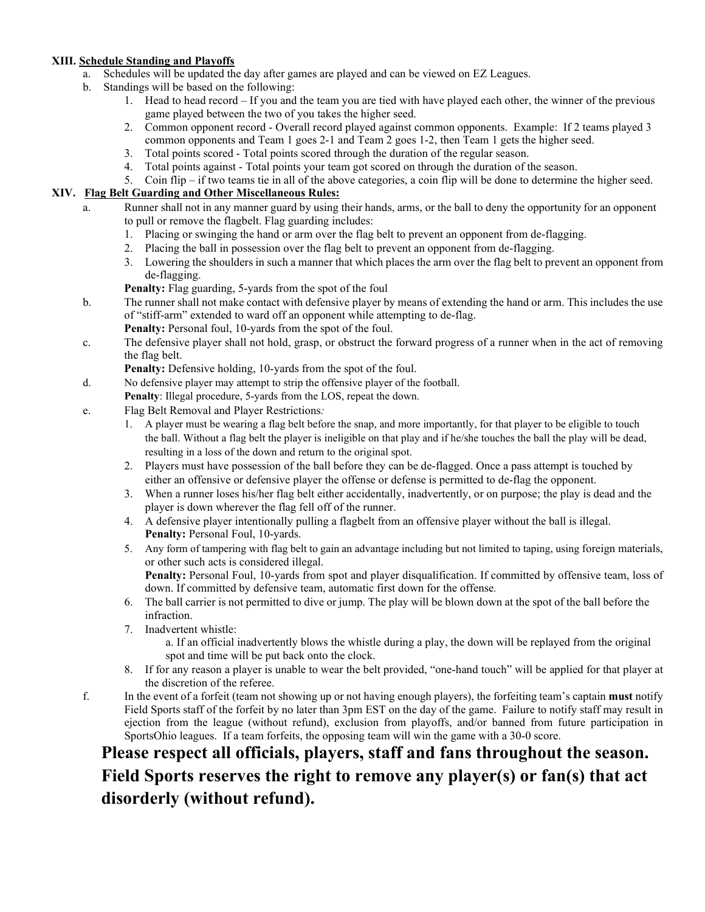## XIII. Schedule Standing and Playoffs

a. Schedules will be updated the day after games are played and can be viewed on EZ Leagues.

b. Standings will be based on the following:

1. Head to head record – If you and the team you are tied with have played each other, the winner of the previous game played between the two of you takes the higher seed.
2. Common opponent record - Overall record played against common opponents. Example: If 2 teams played 3 common opponents and Team 1 goes 2-1 and Team 2 goes 1-2, then Team 1 gets the higher seed.
3. Total points scored - Total points scored through the duration of the regular season.
4. Total points against - Total points your team got scored on through the duration of the season.
5. Coin flip – if two teams tie in all of the above categories, a coin flip will be done to determine the higher seed.

## XIV. Flag Belt Guarding and Other Miscellaneous Rules:

a. Runner shall not in any manner guard by using their hands, arms, or the ball to deny the opportunity for an opponent to pull or remove the flagbelt. Flag guarding includes:

1. Placing or swinging the hand or arm over the flag belt to prevent an opponent from de-flagging.
2. Placing the ball in possession over the flag belt to prevent an opponent from de-flagging.
3. Lowering the shoulders in such a manner that which places the arm over the flag belt to prevent an opponent from de-flagging.

**Penalty:** Flag guarding, 5-yards from the spot of the foul

b. The runner shall not make contact with defensive player by means of extending the hand or arm. This includes the use of "stiff-arm" extended to ward off an opponent while attempting to de-flag.
**Penalty:** Personal foul, 10-yards from the spot of the foul.

c. The defensive player shall not hold, grasp, or obstruct the forward progress of a runner when in the act of removing the flag belt.
**Penalty:** Defensive holding, 10-yards from the spot of the foul.

d. No defensive player may attempt to strip the offensive player of the football.
**Penalty**: Illegal procedure, 5-yards from the LOS, repeat the down.

e. Flag Belt Removal and Player Restrictions*:*

1. A player must be wearing a flag belt before the snap, and more importantly, for that player to be eligible to touch the ball. Without a flag belt the player is ineligible on that play and if he/she touches the ball the play will be dead, resulting in a loss of the down and return to the original spot.
2. Players must have possession of the ball before they can be de-flagged. Once a pass attempt is touched by either an offensive or defensive player the offense or defense is permitted to de-flag the opponent.
3. When a runner loses his/her flag belt either accidentally, inadvertently, or on purpose; the play is dead and the player is down wherever the flag fell off of the runner.
4. A defensive player intentionally pulling a flagbelt from an offensive player without the ball is illegal.
   **Penalty:** Personal Foul, 10-yards.
5. Any form of tampering with flag belt to gain an advantage including but not limited to taping, using foreign materials, or other such acts is considered illegal.
   **Penalty:** Personal Foul, 10-yards from spot and player disqualification. If committed by offensive team, loss of down. If committed by defensive team, automatic first down for the offense*.*
6. The ball carrier is not permitted to dive or jump. The play will be blown down at the spot of the ball before the infraction.
7. Inadvertent whistle:
   a. If an official inadvertently blows the whistle during a play, the down will be replayed from the original spot and time will be put back onto the clock.
8. If for any reason a player is unable to wear the belt provided, "one-hand touch" will be applied for that player at the discretion of the referee.

f. In the event of a forfeit (team not showing up or not having enough players), the forfeiting team's captain **must** notify Field Sports staff of the forfeit by no later than 3pm EST on the day of the game. Failure to notify staff may result in ejection from the league (without refund), exclusion from playoffs, and/or banned from future participation in SportsOhio leagues. If a team forfeits, the opposing team will win the game with a 30-0 score.

**Please respect all officials, players, staff and fans throughout the season. Field Sports reserves the right to remove any player(s) or fan(s) that act disorderly (without refund).**